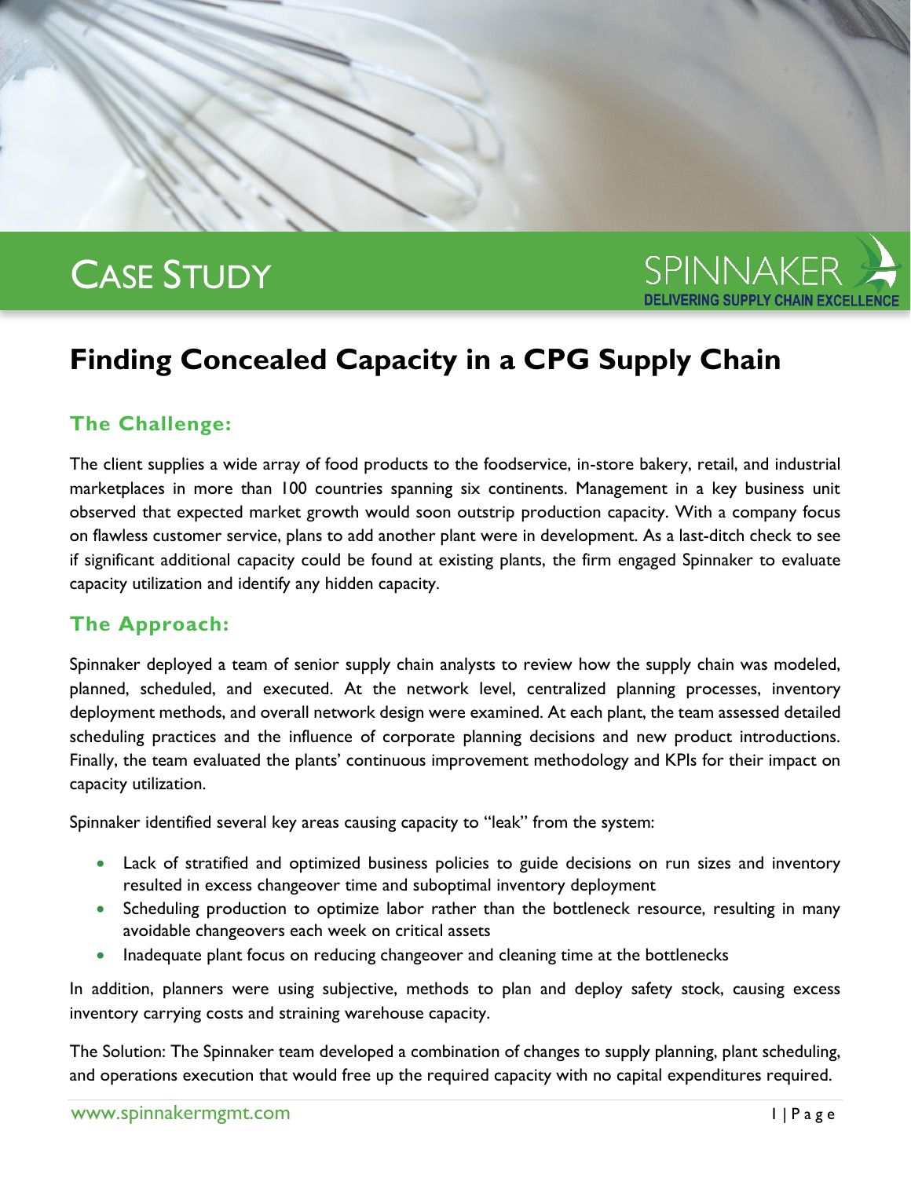# CASE STUDY

SPINNAKER
DELIVERING SUPPLY CHAIN EXCELLENCE

# Finding Concealed Capacity in a CPG Supply Chain

## The Challenge:

The client supplies a wide array of food products to the foodservice, in-store bakery, retail, and industrial marketplaces in more than 100 countries spanning six continents. Management in a key business unit observed that expected market growth would soon outstrip production capacity. With a company focus on flawless customer service, plans to add another plant were in development. As a last-ditch check to see if significant additional capacity could be found at existing plants, the firm engaged Spinnaker to evaluate capacity utilization and identify any hidden capacity.

## The Approach:

Spinnaker deployed a team of senior supply chain analysts to review how the supply chain was modeled, planned, scheduled, and executed. At the network level, centralized planning processes, inventory deployment methods, and overall network design were examined. At each plant, the team assessed detailed scheduling practices and the influence of corporate planning decisions and new product introductions. Finally, the team evaluated the plants' continuous improvement methodology and KPIs for their impact on capacity utilization.

Spinnaker identified several key areas causing capacity to "leak" from the system:

- Lack of stratified and optimized business policies to guide decisions on run sizes and inventory resulted in excess changeover time and suboptimal inventory deployment
- Scheduling production to optimize labor rather than the bottleneck resource, resulting in many avoidable changeovers each week on critical assets
- Inadequate plant focus on reducing changeover and cleaning time at the bottlenecks

In addition, planners were using subjective, methods to plan and deploy safety stock, causing excess inventory carrying costs and straining warehouse capacity.

The Solution: The Spinnaker team developed a combination of changes to supply planning, plant scheduling, and operations execution that would free up the required capacity with no capital expenditures required.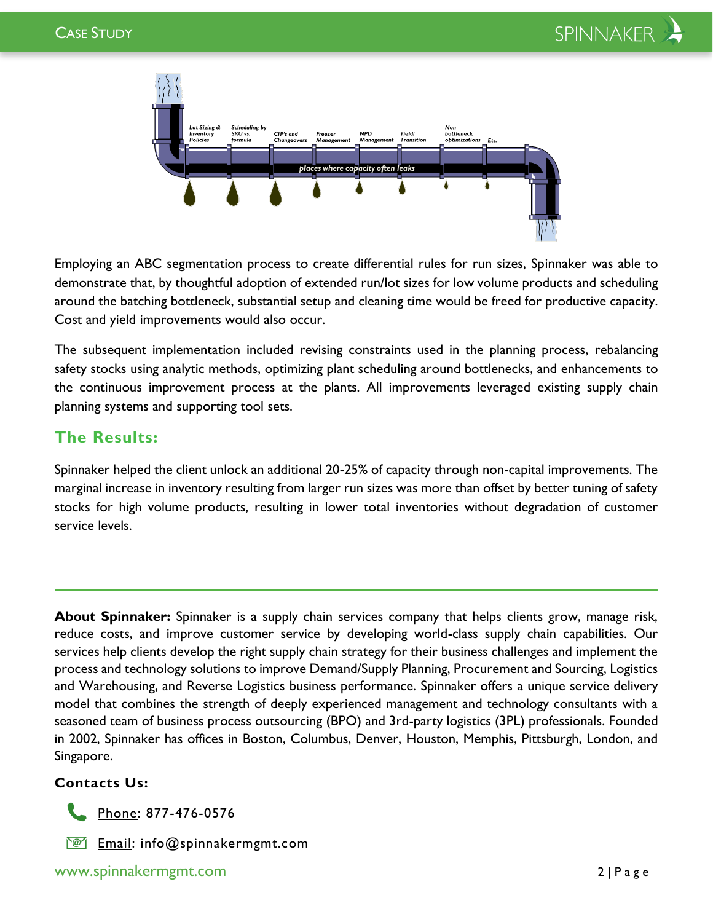Lot Sizing & Inventory Policies

Scheduling by SKU vs. formula

CIP's and Changeovers

Freezer Management

NPD Management

Yield/ Transition

Non-bottleneck optimizations

Etc.

places where capacity often leaks

Employing an ABC segmentation process to create differential rules for run sizes, Spinnaker was able to demonstrate that, by thoughtful adoption of extended run/lot sizes for low volume products and scheduling around the batching bottleneck, substantial setup and cleaning time would be freed for productive capacity. Cost and yield improvements would also occur.

The subsequent implementation included revising constraints used in the planning process, rebalancing safety stocks using analytic methods, optimizing plant scheduling around bottlenecks, and enhancements to the continuous improvement process at the plants. All improvements leveraged existing supply chain planning systems and supporting tool sets.

## The Results:

Spinnaker helped the client unlock an additional 20-25% of capacity through non-capital improvements. The marginal increase in inventory resulting from larger run sizes was more than offset by better tuning of safety stocks for high volume products, resulting in lower total inventories without degradation of customer service levels.

---

**About Spinnaker:** Spinnaker is a supply chain services company that helps clients grow, manage risk, reduce costs, and improve customer service by developing world-class supply chain capabilities. Our services help clients develop the right supply chain strategy for their business challenges and implement the process and technology solutions to improve Demand/Supply Planning, Procurement and Sourcing, Logistics and Warehousing, and Reverse Logistics business performance. Spinnaker offers a unique service delivery model that combines the strength of deeply experienced management and technology consultants with a seasoned team of business process outsourcing (BPO) and 3rd-party logistics (3PL) professionals. Founded in 2002, Spinnaker has offices in Boston, Columbus, Denver, Houston, Memphis, Pittsburgh, London, and Singapore.

### Contacts Us:

Phone: 877-476-0576

Email: info@spinnakermgmt.com